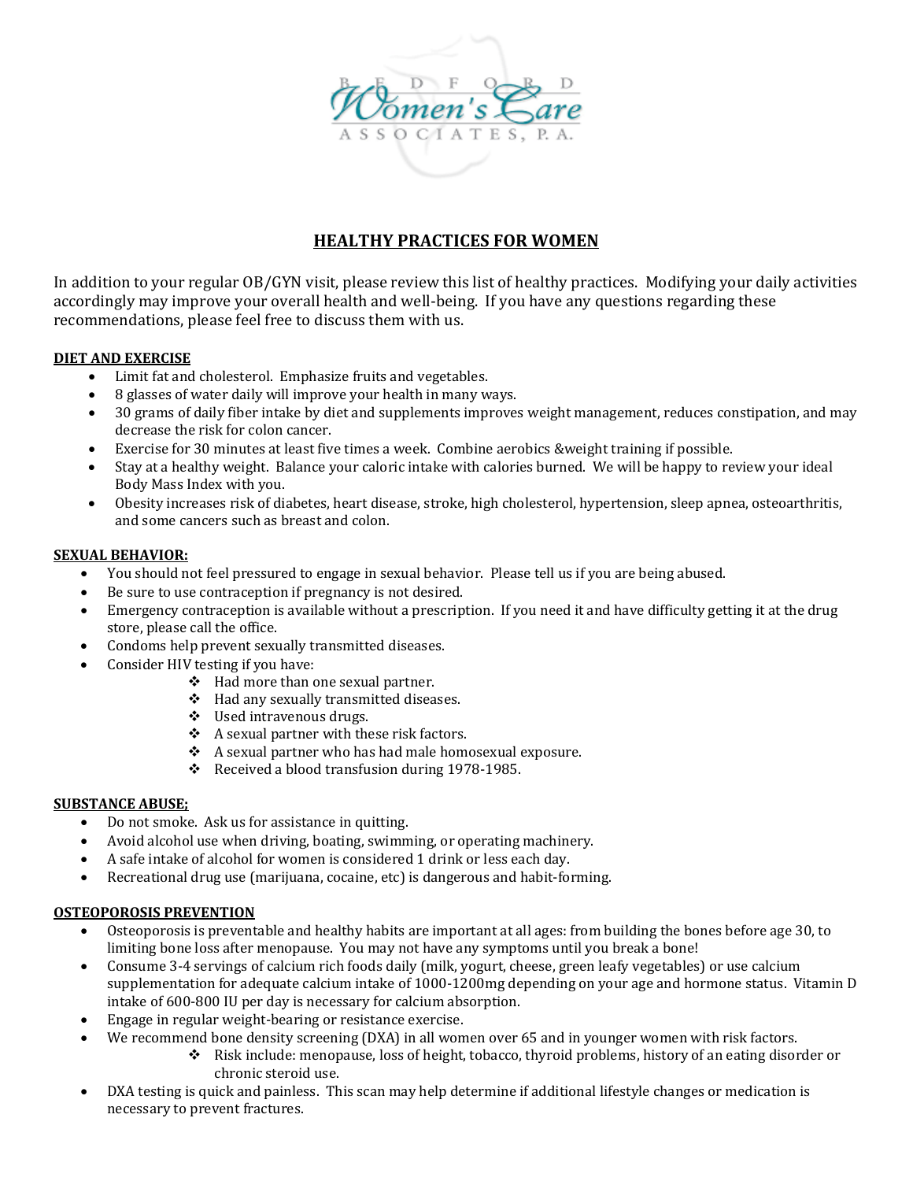BEDFORD Women's Care ASSOCIATES, P.A.

# HEALTHY PRACTICES FOR WOMEN

In addition to your regular OB/GYN visit, please review this list of healthy practices. Modifying your daily activities accordingly may improve your overall health and well-being. If you have any questions regarding these recommendations, please feel free to discuss them with us.

## DIET AND EXERCISE

- Limit fat and cholesterol. Emphasize fruits and vegetables.
- 8 glasses of water daily will improve your health in many ways.
- 30 grams of daily fiber intake by diet and supplements improves weight management, reduces constipation, and may decrease the risk for colon cancer.
- Exercise for 30 minutes at least five times a week. Combine aerobics &weight training if possible.
- Stay at a healthy weight. Balance your caloric intake with calories burned. We will be happy to review your ideal Body Mass Index with you.
- Obesity increases risk of diabetes, heart disease, stroke, high cholesterol, hypertension, sleep apnea, osteoarthritis, and some cancers such as breast and colon.

## SEXUAL BEHAVIOR:

- You should not feel pressured to engage in sexual behavior. Please tell us if you are being abused.
- Be sure to use contraception if pregnancy is not desired.
- Emergency contraception is available without a prescription. If you need it and have difficulty getting it at the drug store, please call the office.
- Condoms help prevent sexually transmitted diseases.
- Consider HIV testing if you have:
  - Had more than one sexual partner.
  - Had any sexually transmitted diseases.
  - Used intravenous drugs.
  - A sexual partner with these risk factors.
  - A sexual partner who has had male homosexual exposure.
  - Received a blood transfusion during 1978-1985.

## SUBSTANCE ABUSE;

- Do not smoke. Ask us for assistance in quitting.
- Avoid alcohol use when driving, boating, swimming, or operating machinery.
- A safe intake of alcohol for women is considered 1 drink or less each day.
- Recreational drug use (marijuana, cocaine, etc) is dangerous and habit-forming.

## OSTEOPOROSIS PREVENTION

- Osteoporosis is preventable and healthy habits are important at all ages: from building the bones before age 30, to limiting bone loss after menopause. You may not have any symptoms until you break a bone!
- Consume 3-4 servings of calcium rich foods daily (milk, yogurt, cheese, green leafy vegetables) or use calcium supplementation for adequate calcium intake of 1000-1200mg depending on your age and hormone status. Vitamin D intake of 600-800 IU per day is necessary for calcium absorption.
- Engage in regular weight-bearing or resistance exercise.
- We recommend bone density screening (DXA) in all women over 65 and in younger women with risk factors.
  - Risk include: menopause, loss of height, tobacco, thyroid problems, history of an eating disorder or chronic steroid use.
- DXA testing is quick and painless. This scan may help determine if additional lifestyle changes or medication is necessary to prevent fractures.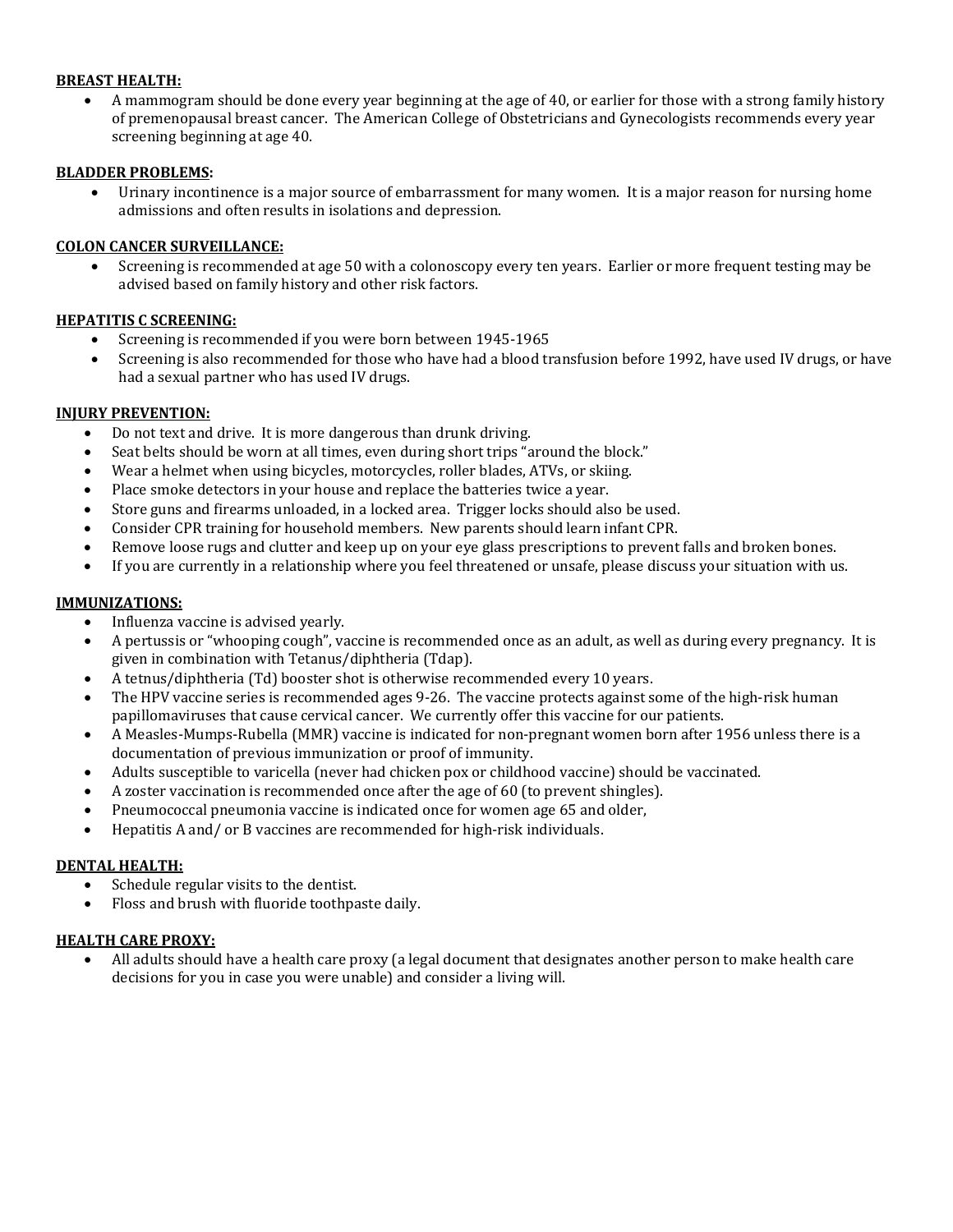**BREAST HEALTH:**

- A mammogram should be done every year beginning at the age of 40, or earlier for those with a strong family history of premenopausal breast cancer. The American College of Obstetricians and Gynecologists recommends every year screening beginning at age 40.

**BLADDER PROBLEMS:**

- Urinary incontinence is a major source of embarrassment for many women. It is a major reason for nursing home admissions and often results in isolations and depression.

**COLON CANCER SURVEILLANCE:**

- Screening is recommended at age 50 with a colonoscopy every ten years. Earlier or more frequent testing may be advised based on family history and other risk factors.

**HEPATITIS C SCREENING:**

- Screening is recommended if you were born between 1945-1965
- Screening is also recommended for those who have had a blood transfusion before 1992, have used IV drugs, or have had a sexual partner who has used IV drugs.

**INJURY PREVENTION:**

- Do not text and drive. It is more dangerous than drunk driving.
- Seat belts should be worn at all times, even during short trips "around the block."
- Wear a helmet when using bicycles, motorcycles, roller blades, ATVs, or skiing.
- Place smoke detectors in your house and replace the batteries twice a year.
- Store guns and firearms unloaded, in a locked area. Trigger locks should also be used.
- Consider CPR training for household members. New parents should learn infant CPR.
- Remove loose rugs and clutter and keep up on your eye glass prescriptions to prevent falls and broken bones.
- If you are currently in a relationship where you feel threatened or unsafe, please discuss your situation with us.

**IMMUNIZATIONS:**

- Influenza vaccine is advised yearly.
- A pertussis or "whooping cough", vaccine is recommended once as an adult, as well as during every pregnancy. It is given in combination with Tetanus/diphtheria (Tdap).
- A tetnus/diphtheria (Td) booster shot is otherwise recommended every 10 years.
- The HPV vaccine series is recommended ages 9-26. The vaccine protects against some of the high-risk human papillomaviruses that cause cervical cancer. We currently offer this vaccine for our patients.
- A Measles-Mumps-Rubella (MMR) vaccine is indicated for non-pregnant women born after 1956 unless there is a documentation of previous immunization or proof of immunity.
- Adults susceptible to varicella (never had chicken pox or childhood vaccine) should be vaccinated.
- A zoster vaccination is recommended once after the age of 60 (to prevent shingles).
- Pneumococcal pneumonia vaccine is indicated once for women age 65 and older,
- Hepatitis A and/ or B vaccines are recommended for high-risk individuals.

**DENTAL HEALTH:**

- Schedule regular visits to the dentist.
- Floss and brush with fluoride toothpaste daily.

**HEALTH CARE PROXY:**

- All adults should have a health care proxy (a legal document that designates another person to make health care decisions for you in case you were unable) and consider a living will.